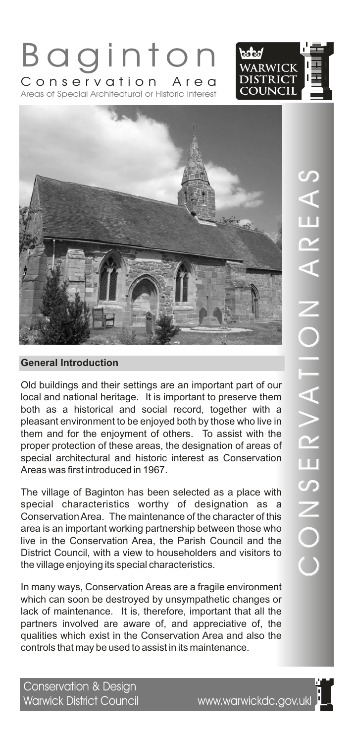# Baginton

## Conservation Area

Areas of Special Architectural or Historic Interest

WARWICK DISTRICT COUNCIL

CONSERVATION AREAS

### General Introduction

Old buildings and their settings are an important part of our local and national heritage. It is important to preserve them both as a historical and social record, together with a pleasant environment to be enjoyed both by those who live in them and for the enjoyment of others. To assist with the proper protection of these areas, the designation of areas of special architectural and historic interest as Conservation Areas was first introduced in 1967.

The village of Baginton has been selected as a place with special characteristics worthy of designation as a Conservation Area. The maintenance of the character of this area is an important working partnership between those who live in the Conservation Area, the Parish Council and the District Council, with a view to householders and visitors to the village enjoying its special characteristics.

In many ways, Conservation Areas are a fragile environment which can soon be destroyed by unsympathetic changes or lack of maintenance. It is, therefore, important that all the partners involved are aware of, and appreciative of, the qualities which exist in the Conservation Area and also the controls that may be used to assist in its maintenance.

Conservation & Design
Warwick District Council www.warwickdc.gov.uk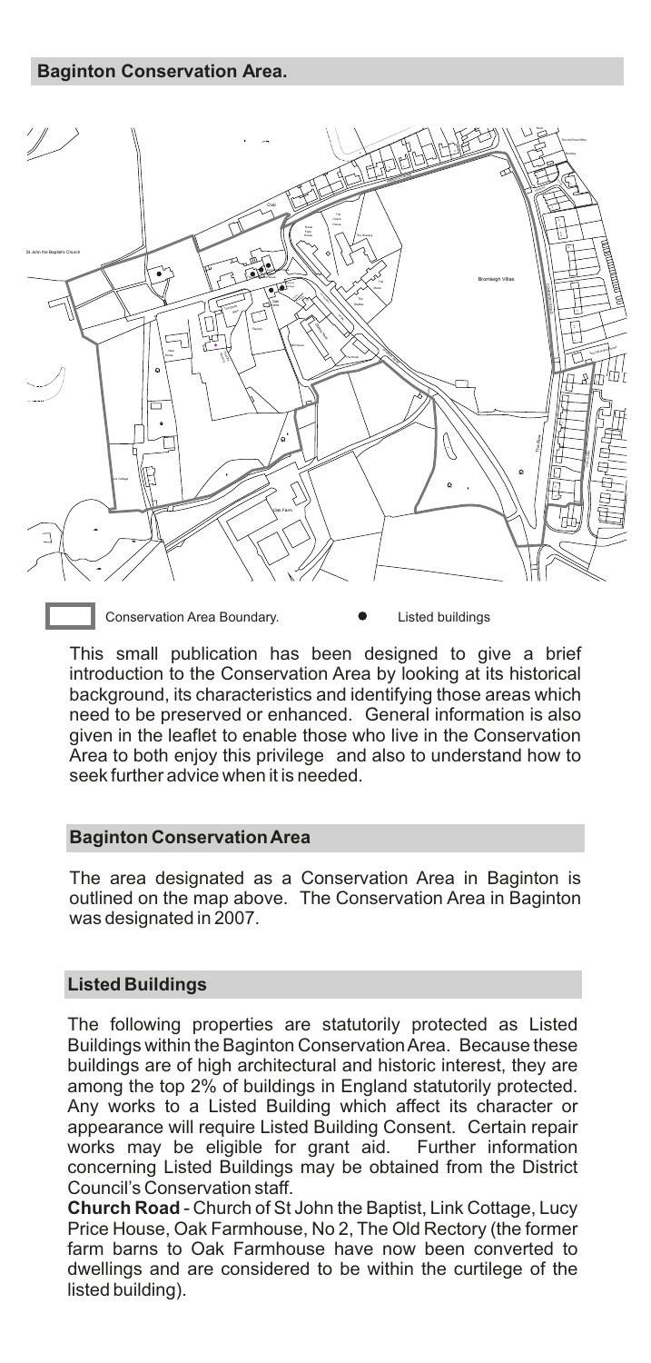## Baginton Conservation Area.

Conservation Area Boundary.

Listed buildings

This small publication has been designed to give a brief introduction to the Conservation Area by looking at its historical background, its characteristics and identifying those areas which need to be preserved or enhanced. General information is also given in the leaflet to enable those who live in the Conservation Area to both enjoy this privilege and also to understand how to seek further advice when it is needed.

## Baginton Conservation Area

The area designated as a Conservation Area in Baginton is outlined on the map above. The Conservation Area in Baginton was designated in 2007.

## Listed Buildings

The following properties are statutorily protected as Listed Buildings within the Baginton Conservation Area. Because these buildings are of high architectural and historic interest, they are among the top 2% of buildings in England statutorily protected. Any works to a Listed Building which affect its character or appearance will require Listed Building Consent. Certain repair works may be eligible for grant aid. Further information concerning Listed Buildings may be obtained from the District Council's Conservation staff.

**Church Road** - Church of St John the Baptist, Link Cottage, Lucy Price House, Oak Farmhouse, No 2, The Old Rectory (the former farm barns to Oak Farmhouse have now been converted to dwellings and are considered to be within the curtilege of the listed building).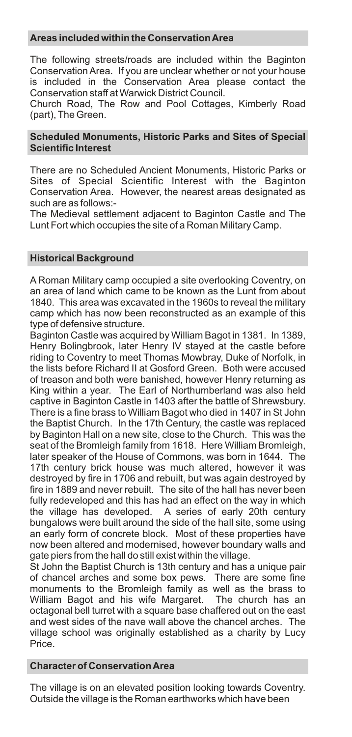## Areas included within the Conservation Area

The following streets/roads are included within the Baginton Conservation Area. If you are unclear whether or not your house is included in the Conservation Area please contact the Conservation staff at Warwick District Council.

Church Road, The Row and Pool Cottages, Kimberly Road (part), The Green.

## Scheduled Monuments, Historic Parks and Sites of Special Scientific Interest

There are no Scheduled Ancient Monuments, Historic Parks or Sites of Special Scientific Interest with the Baginton Conservation Area. However, the nearest areas designated as such are as follows:-

The Medieval settlement adjacent to Baginton Castle and The Lunt Fort which occupies the site of a Roman Military Camp.

## Historical Background

A Roman Military camp occupied a site overlooking Coventry, on an area of land which came to be known as the Lunt from about 1840. This area was excavated in the 1960s to reveal the military camp which has now been reconstructed as an example of this type of defensive structure.

Baginton Castle was acquired by William Bagot in 1381. In 1389, Henry Bolingbrook, later Henry IV stayed at the castle before riding to Coventry to meet Thomas Mowbray, Duke of Norfolk, in the lists before Richard II at Gosford Green. Both were accused of treason and both were banished, however Henry returning as King within a year. The Earl of Northumberland was also held captive in Baginton Castle in 1403 after the battle of Shrewsbury. There is a fine brass to William Bagot who died in 1407 in St John the Baptist Church. In the 17th Century, the castle was replaced by Baginton Hall on a new site, close to the Church. This was the seat of the Bromleigh family from 1618. Here William Bromleigh, later speaker of the House of Commons, was born in 1644. The 17th century brick house was much altered, however it was destroyed by fire in 1706 and rebuilt, but was again destroyed by fire in 1889 and never rebuilt. The site of the hall has never been fully redeveloped and this has had an effect on the way in which the village has developed. A series of early 20th century bungalows were built around the side of the hall site, some using an early form of concrete block. Most of these properties have now been altered and modernised, however boundary walls and gate piers from the hall do still exist within the village.

St John the Baptist Church is 13th century and has a unique pair of chancel arches and some box pews. There are some fine monuments to the Bromleigh family as well as the brass to William Bagot and his wife Margaret. The church has an octagonal bell turret with a square base chaffered out on the east and west sides of the nave wall above the chancel arches. The village school was originally established as a charity by Lucy Price.

## Character of Conservation Area

The village is on an elevated position looking towards Coventry. Outside the village is the Roman earthworks which have been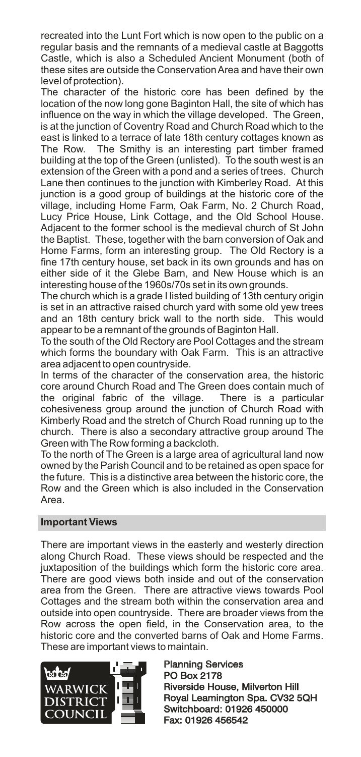recreated into the Lunt Fort which is now open to the public on a regular basis and the remnants of a medieval castle at Baggotts Castle, which is also a Scheduled Ancient Monument (both of these sites are outside the Conservation Area and have their own level of protection).

The character of the historic core has been defined by the location of the now long gone Baginton Hall, the site of which has influence on the way in which the village developed. The Green, is at the junction of Coventry Road and Church Road which to the east is linked to a terrace of late 18th century cottages known as The Row. The Smithy is an interesting part timber framed building at the top of the Green (unlisted). To the south west is an extension of the Green with a pond and a series of trees. Church Lane then continues to the junction with Kimberley Road. At this junction is a good group of buildings at the historic core of the village, including Home Farm, Oak Farm, No. 2 Church Road, Lucy Price House, Link Cottage, and the Old School House. Adjacent to the former school is the medieval church of St John the Baptist. These, together with the barn conversion of Oak and Home Farms, form an interesting group. The Old Rectory is a fine 17th century house, set back in its own grounds and has on either side of it the Glebe Barn, and New House which is an interesting house of the 1960s/70s set in its own grounds.

The church which is a grade I listed building of 13th century origin is set in an attractive raised church yard with some old yew trees and an 18th century brick wall to the north side. This would appear to be a remnant of the grounds of Baginton Hall.

To the south of the Old Rectory are Pool Cottages and the stream which forms the boundary with Oak Farm. This is an attractive area adjacent to open countryside.

In terms of the character of the conservation area, the historic core around Church Road and The Green does contain much of the original fabric of the village. There is a particular cohesiveness group around the junction of Church Road with Kimberly Road and the stretch of Church Road running up to the church. There is also a secondary attractive group around The Green with The Row forming a backcloth.

To the north of The Green is a large area of agricultural land now owned by the Parish Council and to be retained as open space for the future. This is a distinctive area between the historic core, the Row and the Green which is also included in the Conservation Area.

## Important Views

There are important views in the easterly and westerly direction along Church Road. These views should be respected and the juxtaposition of the buildings which form the historic core area. There are good views both inside and out of the conservation area from the Green. There are attractive views towards Pool Cottages and the stream both within the conservation area and outside into open countryside. There are broader views from the Row across the open field, in the Conservation area, to the historic core and the converted barns of Oak and Home Farms. These are important views to maintain.

WARWICK DISTRICT COUNCIL

Planning Services
PO Box 2178
Riverside House, Milverton Hill
Royal Leamington Spa. CV32 5QH
Switchboard: 01926 450000
Fax: 01926 456542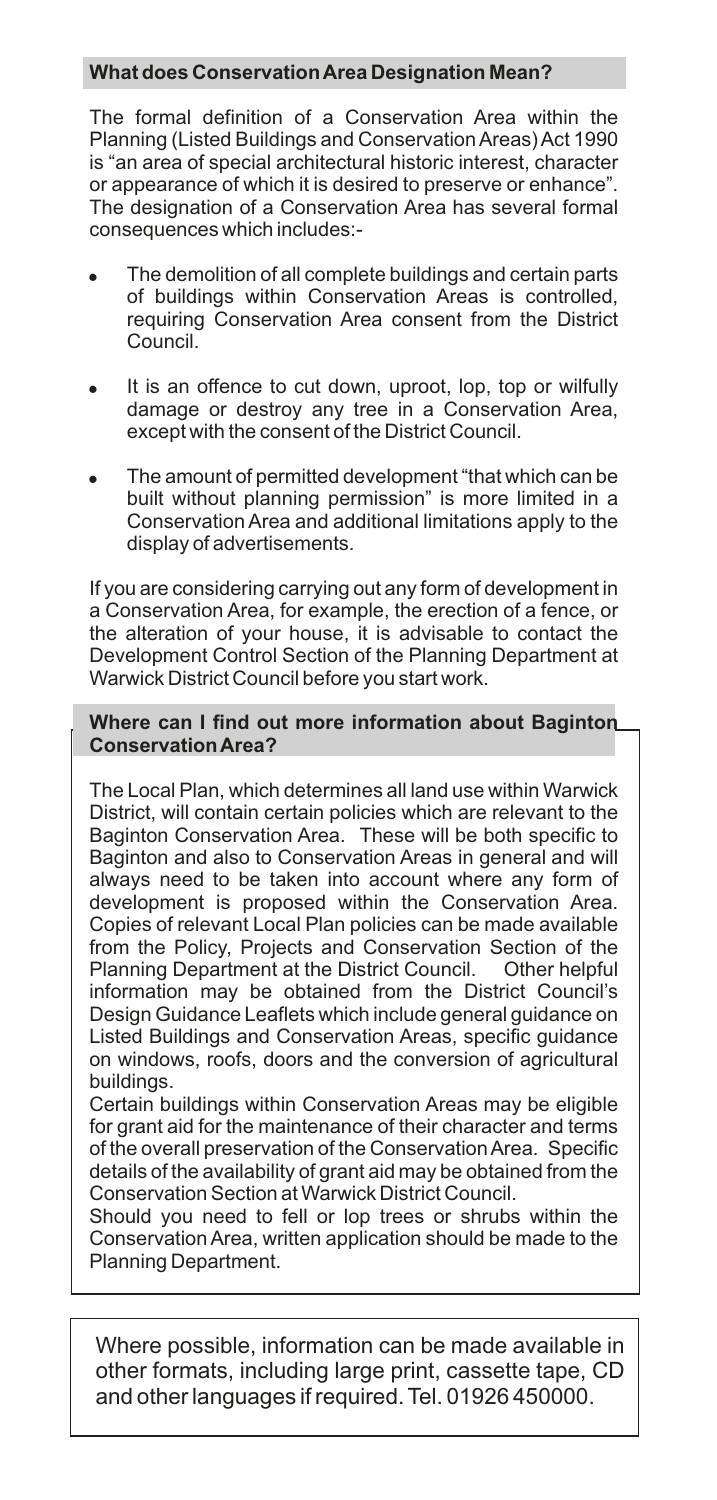## What does Conservation Area Designation Mean?

The formal definition of a Conservation Area within the Planning (Listed Buildings and Conservation Areas) Act 1990 is "an area of special architectural historic interest, character or appearance of which it is desired to preserve or enhance". The designation of a Conservation Area has several formal consequences which includes:-

- The demolition of all complete buildings and certain parts of buildings within Conservation Areas is controlled, requiring Conservation Area consent from the District Council.
- It is an offence to cut down, uproot, lop, top or wilfully damage or destroy any tree in a Conservation Area, except with the consent of the District Council.
- The amount of permitted development "that which can be built without planning permission" is more limited in a Conservation Area and additional limitations apply to the display of advertisements.

If you are considering carrying out any form of development in a Conservation Area, for example, the erection of a fence, or the alteration of your house, it is advisable to contact the Development Control Section of the Planning Department at Warwick District Council before you start work.

## Where can I find out more information about Baginton Conservation Area?

The Local Plan, which determines all land use within Warwick District, will contain certain policies which are relevant to the Baginton Conservation Area. These will be both specific to Baginton and also to Conservation Areas in general and will always need to be taken into account where any form of development is proposed within the Conservation Area. Copies of relevant Local Plan policies can be made available from the Policy, Projects and Conservation Section of the Planning Department at the District Council. Other helpful information may be obtained from the District Council's Design Guidance Leaflets which include general guidance on Listed Buildings and Conservation Areas, specific guidance on windows, roofs, doors and the conversion of agricultural buildings.

Certain buildings within Conservation Areas may be eligible for grant aid for the maintenance of their character and terms of the overall preservation of the Conservation Area. Specific details of the availability of grant aid may be obtained from the Conservation Section at Warwick District Council.

Should you need to fell or lop trees or shrubs within the Conservation Area, written application should be made to the Planning Department.

Where possible, information can be made available in other formats, including large print, cassette tape, CD and other languages if required. Tel. 01926 450000.